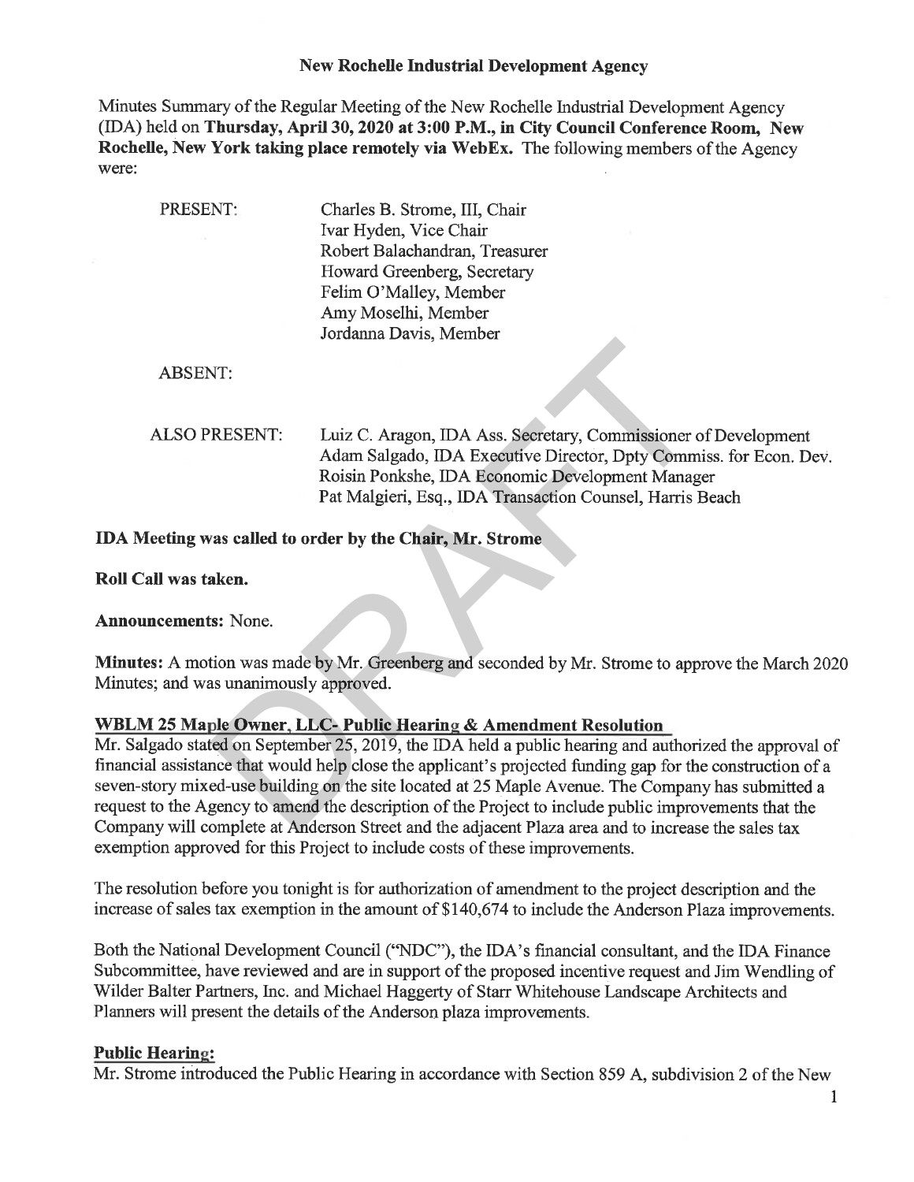# New Rochelle Industrial Development Agency

Minutes Summary of the Regular Meeting of the New Rochelle Industrial Development Agency (IDA) held on **Thursday, April 30, 2020 at 3:00 P.M., in City Council Conference Room, New Rochelle, New York taking place remotely via WebEx.** The following members of the Agency were:

| | |
|---|---|
| PRESENT: | Charles B. Strome, III, Chair<br>Ivar Hyden, Vice Chair<br>Robert Balachandran, Treasurer<br>Howard Greenberg, Secretary<br>Felim O'Malley, Member<br>Amy Moselhi, Member<br>Jordanna Davis, Member |
| ABSENT: | |
| ALSO PRESENT: | Luiz C. Aragon, IDA Ass. Secretary, Commissioner of Development<br>Adam Salgado, IDA Executive Director, Dpty Commiss. for Econ. Dev.<br>Roisin Ponkshe, IDA Economic Development Manager<br>Pat Malgieri, Esq., IDA Transaction Counsel, Harris Beach |

**IDA Meeting was called to order by the Chair, Mr. Strome**

**Roll Call was taken.**

**Announcements:** None.

**Minutes:** A motion was made by Mr. Greenberg and seconded by Mr. Strome to approve the March 2020 Minutes; and was unanimously approved.

## WBLM 25 Maple Owner, LLC- Public Hearing & Amendment Resolution

Mr. Salgado stated on September 25, 2019, the IDA held a public hearing and authorized the approval of financial assistance that would help close the applicant's projected funding gap for the construction of a seven-story mixed-use building on the site located at 25 Maple Avenue. The Company has submitted a request to the Agency to amend the description of the Project to include public improvements that the Company will complete at Anderson Street and the adjacent Plaza area and to increase the sales tax exemption approved for this Project to include costs of these improvements.

The resolution before you tonight is for authorization of amendment to the project description and the increase of sales tax exemption in the amount of $140,674 to include the Anderson Plaza improvements.

Both the National Development Council ("NDC"), the IDA's financial consultant, and the IDA Finance Subcommittee, have reviewed and are in support of the proposed incentive request and Jim Wendling of Wilder Balter Partners, Inc. and Michael Haggerty of Starr Whitehouse Landscape Architects and Planners will present the details of the Anderson plaza improvements.

## Public Hearing:

Mr. Strome introduced the Public Hearing in accordance with Section 859 A, subdivision 2 of the New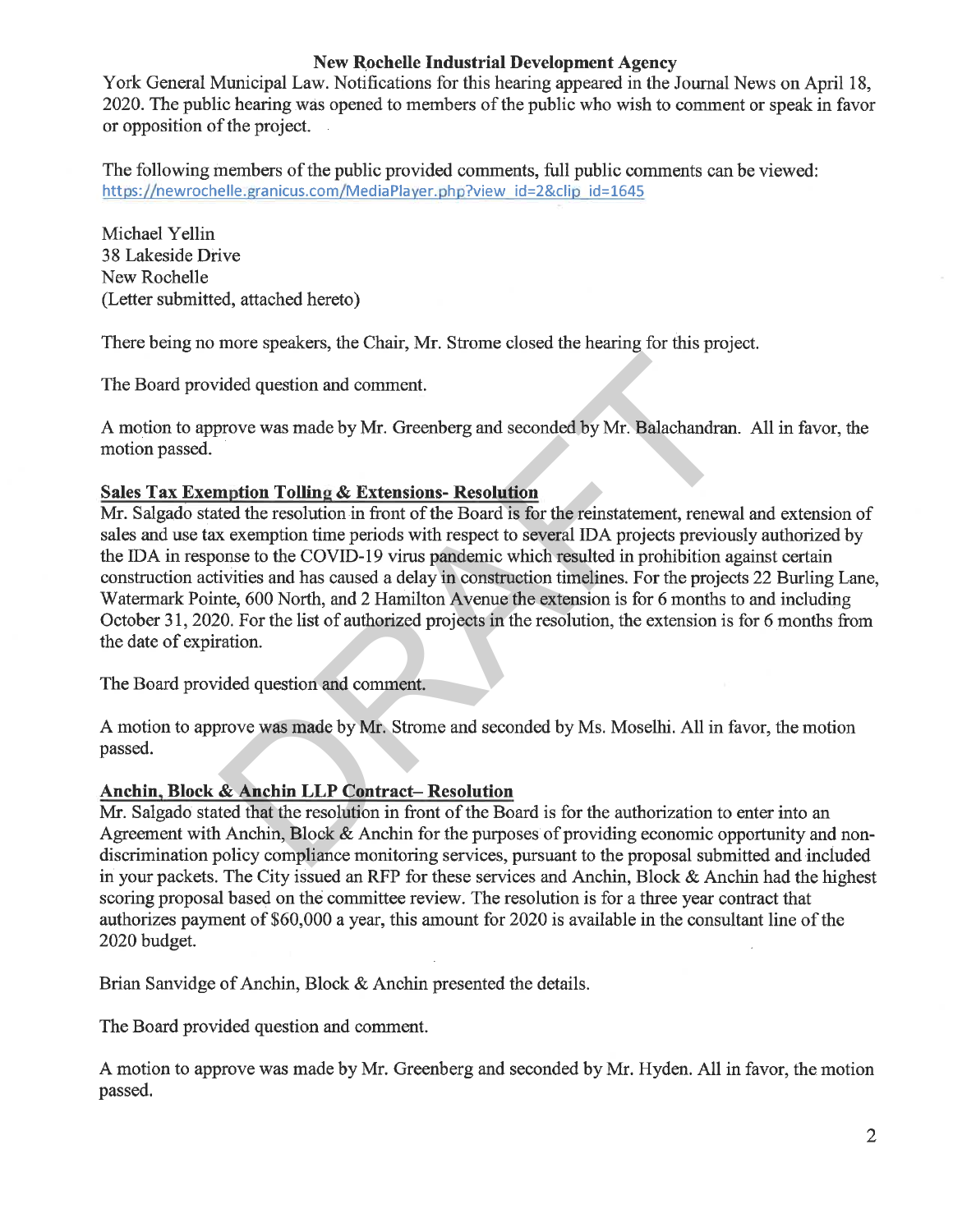York General Municipal Law. Notifications for this hearing appeared in the Journal News on April 18, 2020. The public hearing was opened to members of the public who wish to comment or speak in favor or opposition of the project.

The following members of the public provided comments, full public comments can be viewed: https://newrochelle.granicus.com/MediaPlayer.php?view_id=2&clip_id=1645

Michael Yellin
38 Lakeside Drive
New Rochelle
(Letter submitted, attached hereto)

There being no more speakers, the Chair, Mr. Strome closed the hearing for this project.

The Board provided question and comment.

A motion to approve was made by Mr. Greenberg and seconded by Mr. Balachandran. All in favor, the motion passed.

**Sales Tax Exemption Tolling & Extensions- Resolution**

Mr. Salgado stated the resolution in front of the Board is for the reinstatement, renewal and extension of sales and use tax exemption time periods with respect to several IDA projects previously authorized by the IDA in response to the COVID-19 virus pandemic which resulted in prohibition against certain construction activities and has caused a delay in construction timelines. For the projects 22 Burling Lane, Watermark Pointe, 600 North, and 2 Hamilton Avenue the extension is for 6 months to and including October 31, 2020. For the list of authorized projects in the resolution, the extension is for 6 months from the date of expiration.

The Board provided question and comment.

A motion to approve was made by Mr. Strome and seconded by Ms. Moselhi. All in favor, the motion passed.

**Anchin, Block & Anchin LLP Contract– Resolution**

Mr. Salgado stated that the resolution in front of the Board is for the authorization to enter into an Agreement with Anchin, Block & Anchin for the purposes of providing economic opportunity and non-discrimination policy compliance monitoring services, pursuant to the proposal submitted and included in your packets. The City issued an RFP for these services and Anchin, Block & Anchin had the highest scoring proposal based on the committee review. The resolution is for a three year contract that authorizes payment of $60,000 a year, this amount for 2020 is available in the consultant line of the 2020 budget.

Brian Sanvidge of Anchin, Block & Anchin presented the details.

The Board provided question and comment.

A motion to approve was made by Mr. Greenberg and seconded by Mr. Hyden. All in favor, the motion passed.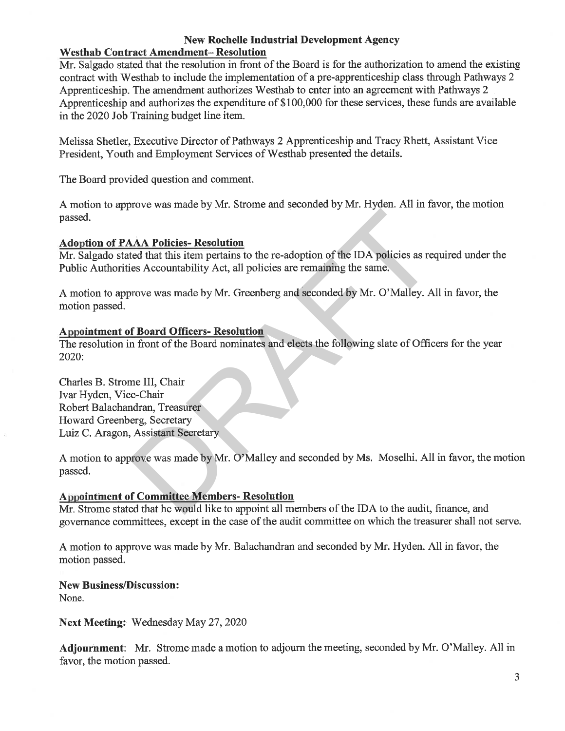## New Rochelle Industrial Development Agency

**Westhab Contract Amendment– Resolution**

Mr. Salgado stated that the resolution in front of the Board is for the authorization to amend the existing contract with Westhab to include the implementation of a pre-apprenticeship class through Pathways 2 Apprenticeship. The amendment authorizes Westhab to enter into an agreement with Pathways 2 Apprenticeship and authorizes the expenditure of $100,000 for these services, these funds are available in the 2020 Job Training budget line item.

Melissa Shetler, Executive Director of Pathways 2 Apprenticeship and Tracy Rhett, Assistant Vice President, Youth and Employment Services of Westhab presented the details.

The Board provided question and comment.

A motion to approve was made by Mr. Strome and seconded by Mr. Hyden. All in favor, the motion passed.

**Adoption of PAAA Policies- Resolution**

Mr. Salgado stated that this item pertains to the re-adoption of the IDA policies as required under the Public Authorities Accountability Act, all policies are remaining the same.

A motion to approve was made by Mr. Greenberg and seconded by Mr. O'Malley. All in favor, the motion passed.

**Appointment of Board Officers- Resolution**

The resolution in front of the Board nominates and elects the following slate of Officers for the year 2020:

Charles B. Strome III, Chair
Ivar Hyden, Vice-Chair
Robert Balachandran, Treasurer
Howard Greenberg, Secretary
Luiz C. Aragon, Assistant Secretary

A motion to approve was made by Mr. O'Malley and seconded by Ms. Moselhi. All in favor, the motion passed.

**Appointment of Committee Members- Resolution**

Mr. Strome stated that he would like to appoint all members of the IDA to the audit, finance, and governance committees, except in the case of the audit committee on which the treasurer shall not serve.

A motion to approve was made by Mr. Balachandran and seconded by Mr. Hyden. All in favor, the motion passed.

**New Business/Discussion:**
None.

**Next Meeting:** Wednesday May 27, 2020

**Adjournment**: Mr. Strome made a motion to adjourn the meeting, seconded by Mr. O'Malley. All in favor, the motion passed.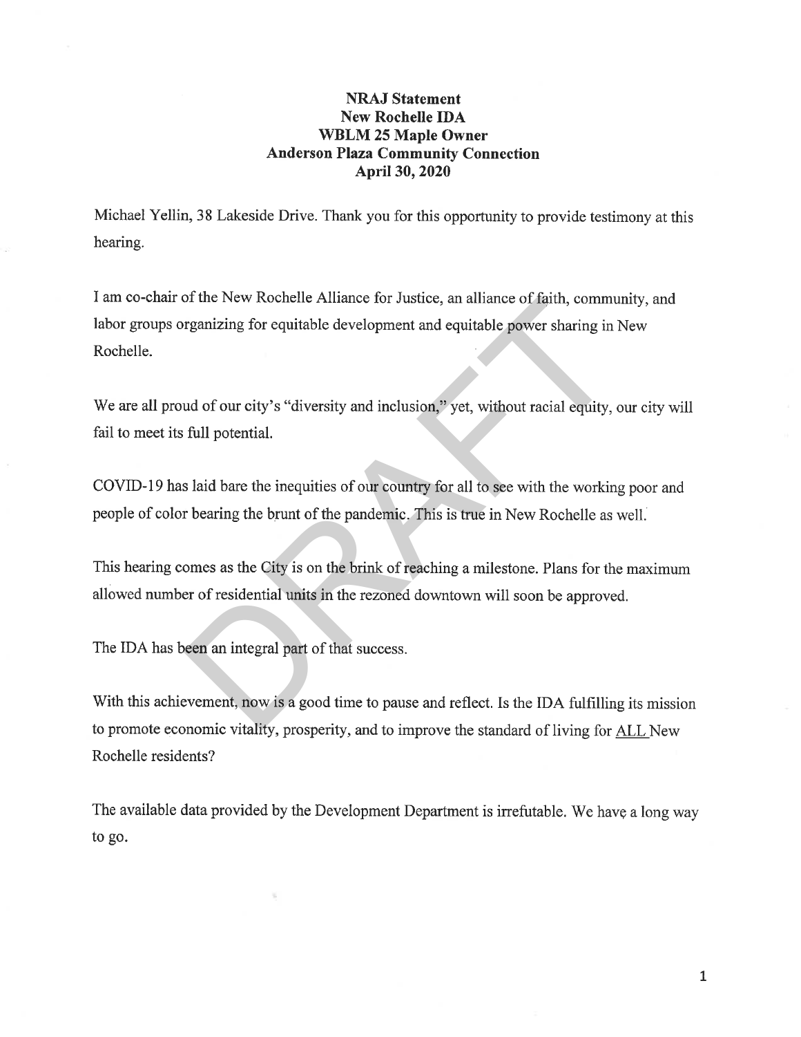**NRAJ Statement**
**New Rochelle IDA**
**WBLM 25 Maple Owner**
**Anderson Plaza Community Connection**
**April 30, 2020**

Michael Yellin, 38 Lakeside Drive. Thank you for this opportunity to provide testimony at this hearing.

I am co-chair of the New Rochelle Alliance for Justice, an alliance of faith, community, and labor groups organizing for equitable development and equitable power sharing in New Rochelle.

We are all proud of our city's "diversity and inclusion," yet, without racial equity, our city will fail to meet its full potential.

COVID-19 has laid bare the inequities of our country for all to see with the working poor and people of color bearing the brunt of the pandemic. This is true in New Rochelle as well.

This hearing comes as the City is on the brink of reaching a milestone. Plans for the maximum allowed number of residential units in the rezoned downtown will soon be approved.

The IDA has been an integral part of that success.

With this achievement, now is a good time to pause and reflect. Is the IDA fulfilling its mission to promote economic vitality, prosperity, and to improve the standard of living for <u>ALL</u> New Rochelle residents?

The available data provided by the Development Department is irrefutable. We have a long way to go.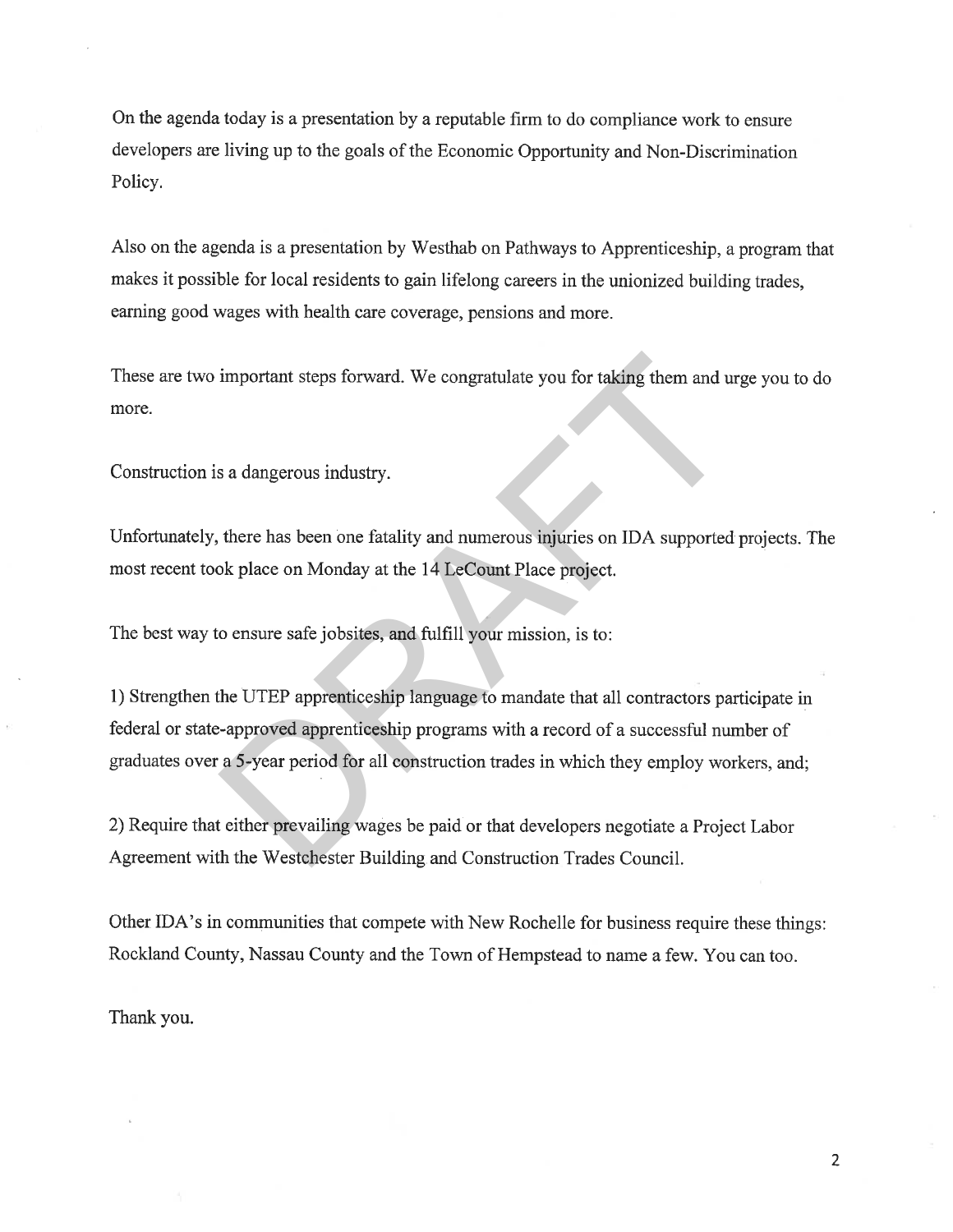On the agenda today is a presentation by a reputable firm to do compliance work to ensure developers are living up to the goals of the Economic Opportunity and Non-Discrimination Policy.

Also on the agenda is a presentation by Westhab on Pathways to Apprenticeship, a program that makes it possible for local residents to gain lifelong careers in the unionized building trades, earning good wages with health care coverage, pensions and more.

These are two important steps forward. We congratulate you for taking them and urge you to do more.

Construction is a dangerous industry.

Unfortunately, there has been one fatality and numerous injuries on IDA supported projects. The most recent took place on Monday at the 14 LeCount Place project.

The best way to ensure safe jobsites, and fulfill your mission, is to:

1) Strengthen the UTEP apprenticeship language to mandate that all contractors participate in federal or state-approved apprenticeship programs with a record of a successful number of graduates over a 5-year period for all construction trades in which they employ workers, and;

2) Require that either prevailing wages be paid or that developers negotiate a Project Labor Agreement with the Westchester Building and Construction Trades Council.

Other IDA's in communities that compete with New Rochelle for business require these things: Rockland County, Nassau County and the Town of Hempstead to name a few. You can too.

Thank you.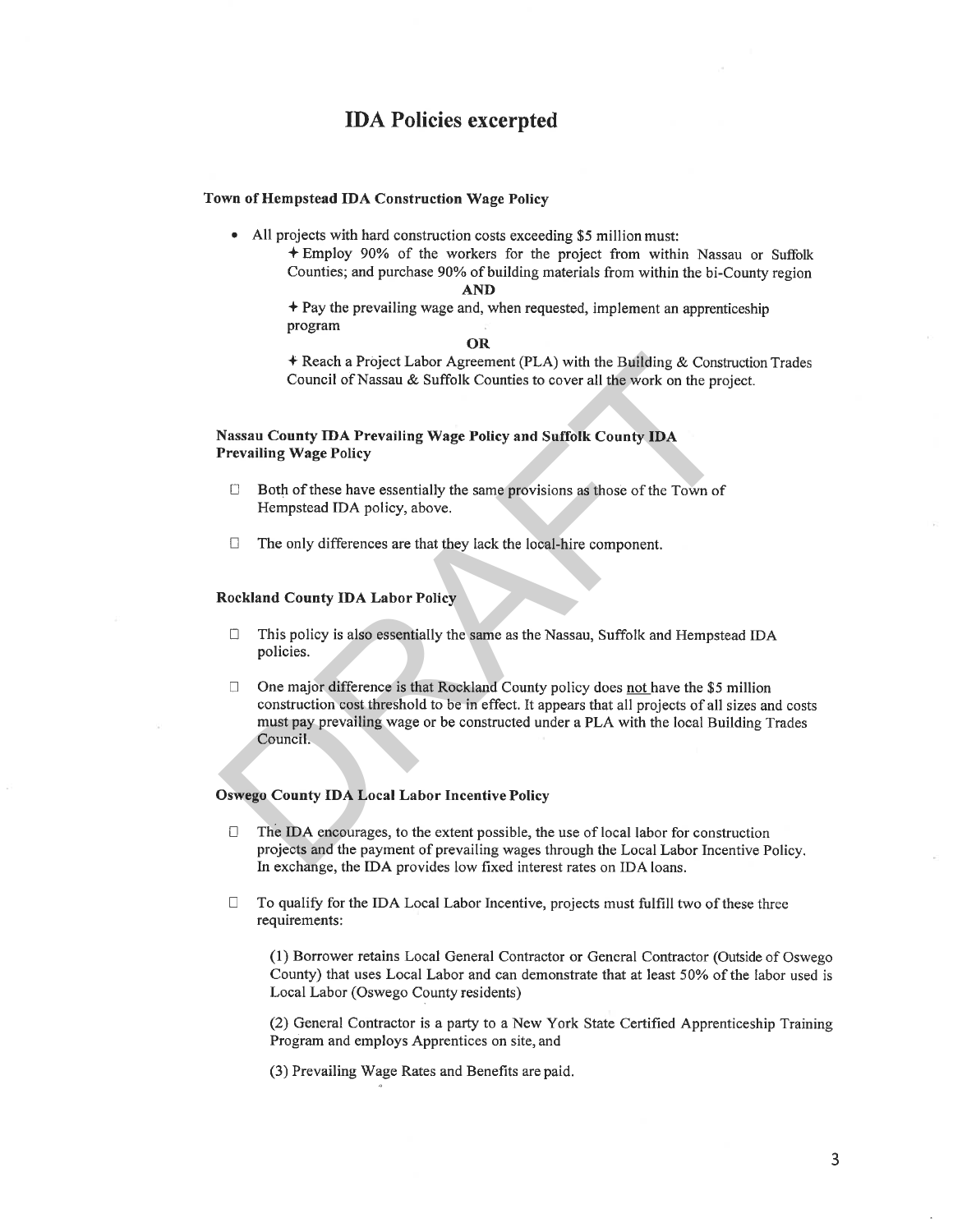# IDA Policies excerpted

**Town of Hempstead IDA Construction Wage Policy**

- All projects with hard construction costs exceeding $5 million must:
  - ✦ Employ 90% of the workers for the project from within Nassau or Suffolk Counties; and purchase 90% of building materials from within the bi-County region

    **AND**

  - ✦ Pay the prevailing wage and, when requested, implement an apprenticeship program

    **OR**

  - ✦ Reach a Project Labor Agreement (PLA) with the Building & Construction Trades Council of Nassau & Suffolk Counties to cover all the work on the project.

**Nassau County IDA Prevailing Wage Policy and Suffolk County IDA Prevailing Wage Policy**

- Both of these have essentially the same provisions as those of the Town of Hempstead IDA policy, above.
- The only differences are that they lack the local-hire component.

**Rockland County IDA Labor Policy**

- This policy is also essentially the same as the Nassau, Suffolk and Hempstead IDA policies.
- One major difference is that Rockland County policy does not have the $5 million construction cost threshold to be in effect. It appears that all projects of all sizes and costs must pay prevailing wage or be constructed under a PLA with the local Building Trades Council.

**Oswego County IDA Local Labor Incentive Policy**

- The IDA encourages, to the extent possible, the use of local labor for construction projects and the payment of prevailing wages through the Local Labor Incentive Policy. In exchange, the IDA provides low fixed interest rates on IDA loans.
- To qualify for the IDA Local Labor Incentive, projects must fulfill two of these three requirements:

  (1) Borrower retains Local General Contractor or General Contractor (Outside of Oswego County) that uses Local Labor and can demonstrate that at least 50% of the labor used is Local Labor (Oswego County residents)

  (2) General Contractor is a party to a New York State Certified Apprenticeship Training Program and employs Apprentices on site, and

  (3) Prevailing Wage Rates and Benefits are paid.